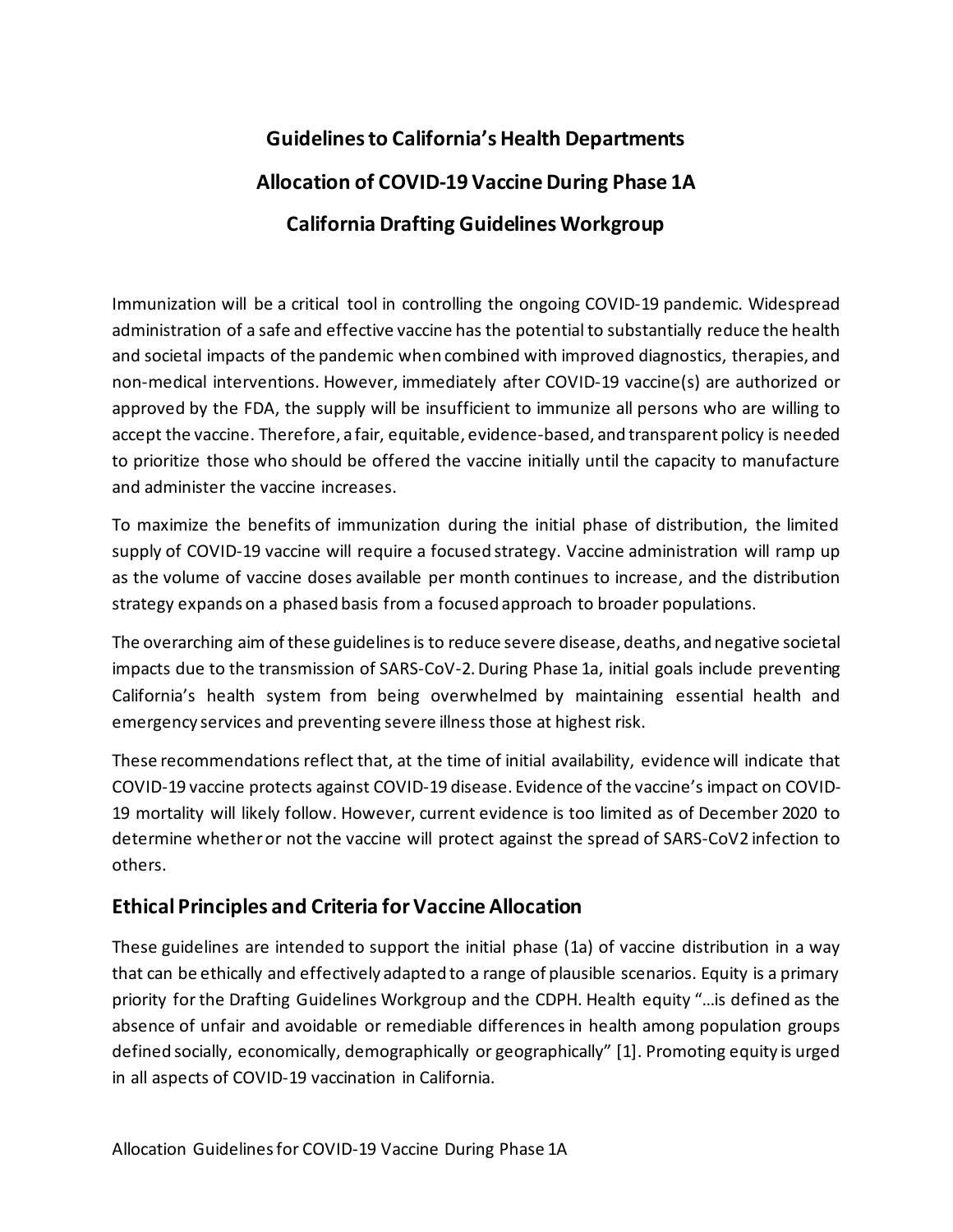# Guidelines to California's Health Departments

# Allocation of COVID-19 Vaccine During Phase 1A

# California Drafting Guidelines Workgroup

Immunization will be a critical tool in controlling the ongoing COVID-19 pandemic. Widespread administration of a safe and effective vaccine has the potential to substantially reduce the health and societal impacts of the pandemic when combined with improved diagnostics, therapies, and non-medical interventions. However, immediately after COVID-19 vaccine(s) are authorized or approved by the FDA, the supply will be insufficient to immunize all persons who are willing to accept the vaccine. Therefore, a fair, equitable, evidence-based, and transparent policy is needed to prioritize those who should be offered the vaccine initially until the capacity to manufacture and administer the vaccine increases.

To maximize the benefits of immunization during the initial phase of distribution, the limited supply of COVID-19 vaccine will require a focused strategy. Vaccine administration will ramp up as the volume of vaccine doses available per month continues to increase, and the distribution strategy expands on a phased basis from a focused approach to broader populations.

The overarching aim of these guidelines is to reduce severe disease, deaths, and negative societal impacts due to the transmission of SARS-CoV-2. During Phase 1a, initial goals include preventing California's health system from being overwhelmed by maintaining essential health and emergency services and preventing severe illness those at highest risk.

These recommendations reflect that, at the time of initial availability, evidence will indicate that COVID-19 vaccine protects against COVID-19 disease. Evidence of the vaccine's impact on COVID-19 mortality will likely follow. However, current evidence is too limited as of December 2020 to determine whether or not the vaccine will protect against the spread of SARS-CoV2 infection to others.

## Ethical Principles and Criteria for Vaccine Allocation

These guidelines are intended to support the initial phase (1a) of vaccine distribution in a way that can be ethically and effectively adapted to a range of plausible scenarios. Equity is a primary priority for the Drafting Guidelines Workgroup and the CDPH. Health equity "…is defined as the absence of unfair and avoidable or remediable differences in health among population groups defined socially, economically, demographically or geographically" [1]. Promoting equity is urged in all aspects of COVID-19 vaccination in California.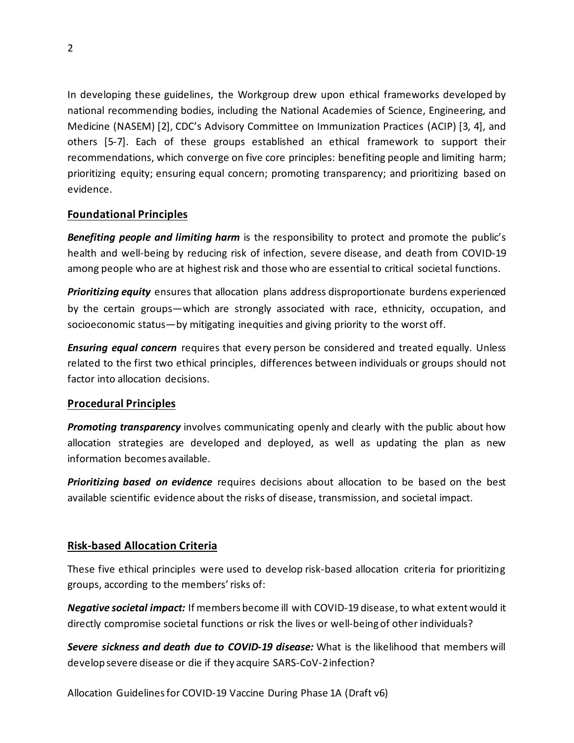In developing these guidelines, the Workgroup drew upon ethical frameworks developed by national recommending bodies, including the National Academies of Science, Engineering, and Medicine (NASEM) [2], CDC's Advisory Committee on Immunization Practices (ACIP) [3, 4], and others [5-7]. Each of these groups established an ethical framework to support their recommendations, which converge on five core principles: benefiting people and limiting harm; prioritizing equity; ensuring equal concern; promoting transparency; and prioritizing based on evidence.

## Foundational Principles

***Benefiting people and limiting harm*** is the responsibility to protect and promote the public's health and well-being by reducing risk of infection, severe disease, and death from COVID-19 among people who are at highest risk and those who are essential to critical societal functions.

***Prioritizing equity*** ensures that allocation plans address disproportionate burdens experienced by the certain groups—which are strongly associated with race, ethnicity, occupation, and socioeconomic status—by mitigating inequities and giving priority to the worst off.

***Ensuring equal concern*** requires that every person be considered and treated equally. Unless related to the first two ethical principles, differences between individuals or groups should not factor into allocation decisions.

## Procedural Principles

***Promoting transparency*** involves communicating openly and clearly with the public about how allocation strategies are developed and deployed, as well as updating the plan as new information becomes available.

***Prioritizing based on evidence*** requires decisions about allocation to be based on the best available scientific evidence about the risks of disease, transmission, and societal impact.

## Risk-based Allocation Criteria

These five ethical principles were used to develop risk-based allocation criteria for prioritizing groups, according to the members' risks of:

***Negative societal impact:*** If members become ill with COVID-19 disease, to what extent would it directly compromise societal functions or risk the lives or well-being of other individuals?

***Severe sickness and death due to COVID-19 disease:*** What is the likelihood that members will develop severe disease or die if they acquire SARS-CoV-2 infection?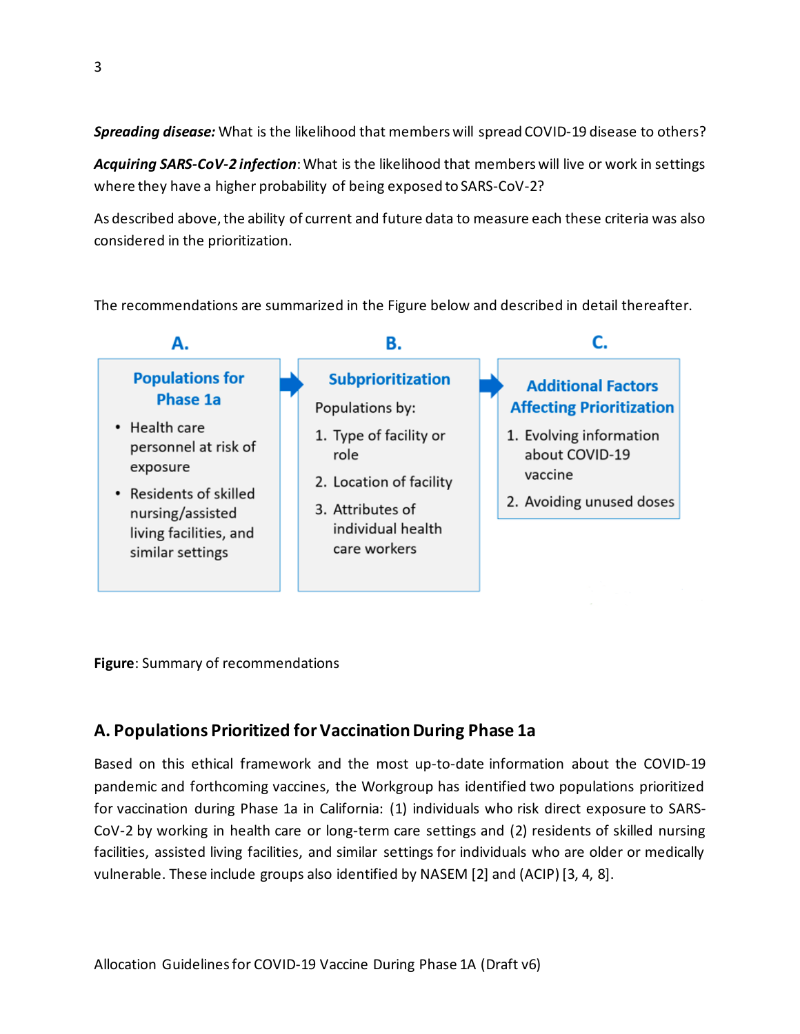***Spreading disease:*** What is the likelihood that members will spread COVID-19 disease to others?

***Acquiring SARS-CoV-2 infection***: What is the likelihood that members will live or work in settings where they have a higher probability of being exposed to SARS-CoV-2?

As described above, the ability of current and future data to measure each these criteria was also considered in the prioritization.

The recommendations are summarized in the Figure below and described in detail thereafter.

**A. Populations for Phase 1a**

- Health care personnel at risk of exposure
- Residents of skilled nursing/assisted living facilities, and similar settings

**B. Subprioritization**

Populations by:

1. Type of facility or role
2. Location of facility
3. Attributes of individual health care workers

**C. Additional Factors Affecting Prioritization**

1. Evolving information about COVID-19 vaccine
2. Avoiding unused doses

**Figure**: Summary of recommendations

## A. Populations Prioritized for Vaccination During Phase 1a

Based on this ethical framework and the most up-to-date information about the COVID-19 pandemic and forthcoming vaccines, the Workgroup has identified two populations prioritized for vaccination during Phase 1a in California: (1) individuals who risk direct exposure to SARS-CoV-2 by working in health care or long-term care settings and (2) residents of skilled nursing facilities, assisted living facilities, and similar settings for individuals who are older or medically vulnerable. These include groups also identified by NASEM [2] and (ACIP) [3, 4, 8].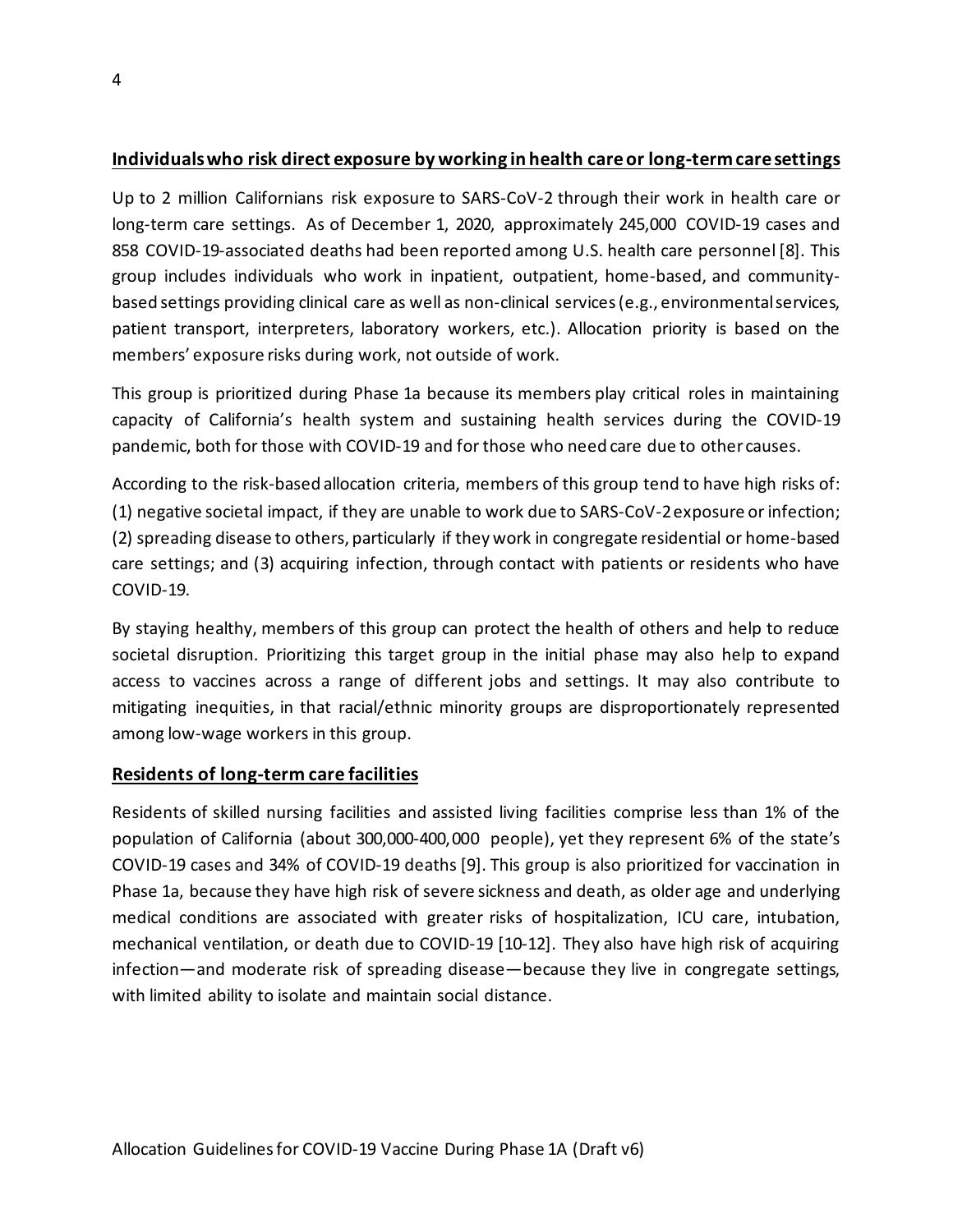## Individuals who risk direct exposure by working in health care or long-term care settings

Up to 2 million Californians risk exposure to SARS-CoV-2 through their work in health care or long-term care settings. As of December 1, 2020, approximately 245,000 COVID-19 cases and 858 COVID-19-associated deaths had been reported among U.S. health care personnel [8]. This group includes individuals who work in inpatient, outpatient, home-based, and community-based settings providing clinical care as well as non-clinical services (e.g., environmental services, patient transport, interpreters, laboratory workers, etc.). Allocation priority is based on the members' exposure risks during work, not outside of work.

This group is prioritized during Phase 1a because its members play critical roles in maintaining capacity of California's health system and sustaining health services during the COVID-19 pandemic, both for those with COVID-19 and for those who need care due to other causes.

According to the risk-based allocation criteria, members of this group tend to have high risks of: (1) negative societal impact, if they are unable to work due to SARS-CoV-2 exposure or infection; (2) spreading disease to others, particularly if they work in congregate residential or home-based care settings; and (3) acquiring infection, through contact with patients or residents who have COVID-19.

By staying healthy, members of this group can protect the health of others and help to reduce societal disruption. Prioritizing this target group in the initial phase may also help to expand access to vaccines across a range of different jobs and settings. It may also contribute to mitigating inequities, in that racial/ethnic minority groups are disproportionately represented among low-wage workers in this group.

## Residents of long-term care facilities

Residents of skilled nursing facilities and assisted living facilities comprise less than 1% of the population of California (about 300,000-400,000 people), yet they represent 6% of the state's COVID-19 cases and 34% of COVID-19 deaths [9]. This group is also prioritized for vaccination in Phase 1a, because they have high risk of severe sickness and death, as older age and underlying medical conditions are associated with greater risks of hospitalization, ICU care, intubation, mechanical ventilation, or death due to COVID-19 [10-12]. They also have high risk of acquiring infection—and moderate risk of spreading disease—because they live in congregate settings, with limited ability to isolate and maintain social distance.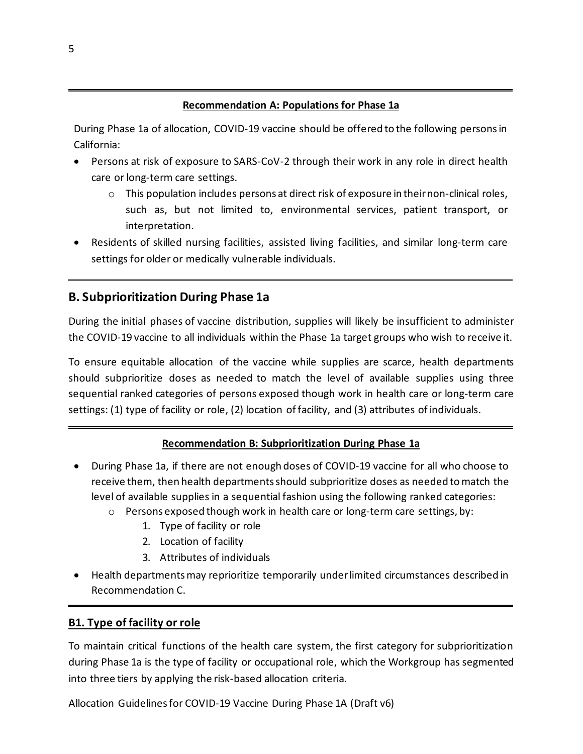**Recommendation A: Populations for Phase 1a**

During Phase 1a of allocation, COVID-19 vaccine should be offered to the following persons in California:

- Persons at risk of exposure to SARS-CoV-2 through their work in any role in direct health care or long-term care settings.
    - This population includes persons at direct risk of exposure in their non-clinical roles, such as, but not limited to, environmental services, patient transport, or interpretation.
- Residents of skilled nursing facilities, assisted living facilities, and similar long-term care settings for older or medically vulnerable individuals.

## B. Subprioritization During Phase 1a

During the initial phases of vaccine distribution, supplies will likely be insufficient to administer the COVID-19 vaccine to all individuals within the Phase 1a target groups who wish to receive it.

To ensure equitable allocation of the vaccine while supplies are scarce, health departments should subprioritize doses as needed to match the level of available supplies using three sequential ranked categories of persons exposed though work in health care or long-term care settings: (1) type of facility or role, (2) location of facility, and (3) attributes of individuals.

**Recommendation B: Subprioritization During Phase 1a**

- During Phase 1a, if there are not enough doses of COVID-19 vaccine for all who choose to receive them, then health departments should subprioritize doses as needed to match the level of available supplies in a sequential fashion using the following ranked categories:
    - Persons exposed though work in health care or long-term care settings, by:
        1. Type of facility or role
        2. Location of facility
        3. Attributes of individuals
- Health departments may reprioritize temporarily under limited circumstances described in Recommendation C.

### B1. Type of facility or role

To maintain critical functions of the health care system, the first category for subprioritization during Phase 1a is the type of facility or occupational role, which the Workgroup has segmented into three tiers by applying the risk-based allocation criteria.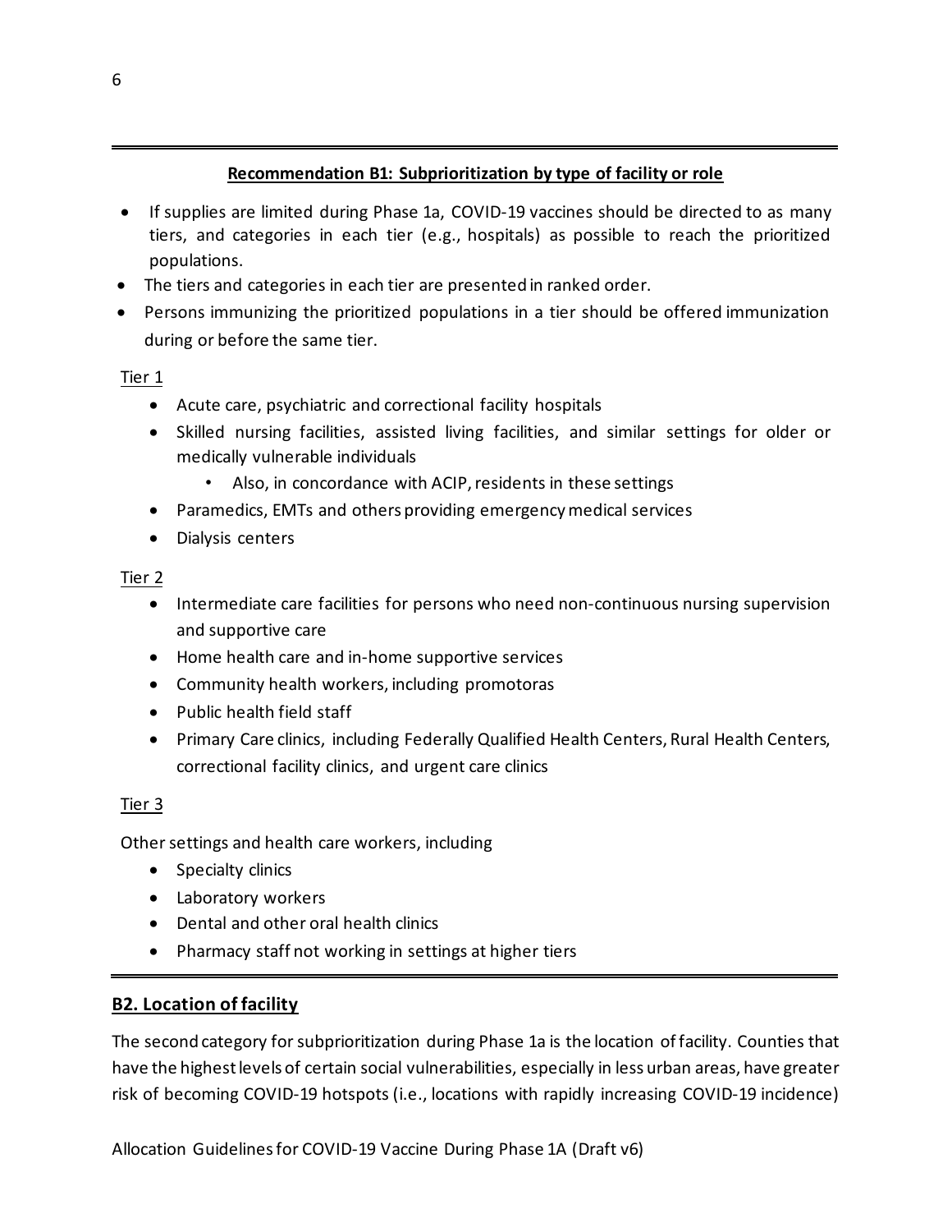**Recommendation B1: Subprioritization by type of facility or role**

- If supplies are limited during Phase 1a, COVID-19 vaccines should be directed to as many tiers, and categories in each tier (e.g., hospitals) as possible to reach the prioritized populations.
- The tiers and categories in each tier are presented in ranked order.
- Persons immunizing the prioritized populations in a tier should be offered immunization during or before the same tier.

Tier 1

- Acute care, psychiatric and correctional facility hospitals
- Skilled nursing facilities, assisted living facilities, and similar settings for older or medically vulnerable individuals
  - Also, in concordance with ACIP, residents in these settings
- Paramedics, EMTs and others providing emergency medical services
- Dialysis centers

Tier 2

- Intermediate care facilities for persons who need non-continuous nursing supervision and supportive care
- Home health care and in-home supportive services
- Community health workers, including promotoras
- Public health field staff
- Primary Care clinics, including Federally Qualified Health Centers, Rural Health Centers, correctional facility clinics, and urgent care clinics

Tier 3

Other settings and health care workers, including

- Specialty clinics
- Laboratory workers
- Dental and other oral health clinics
- Pharmacy staff not working in settings at higher tiers

## B2. Location of facility

The second category for subprioritization during Phase 1a is the location of facility. Counties that have the highest levels of certain social vulnerabilities, especially in less urban areas, have greater risk of becoming COVID-19 hotspots (i.e., locations with rapidly increasing COVID-19 incidence)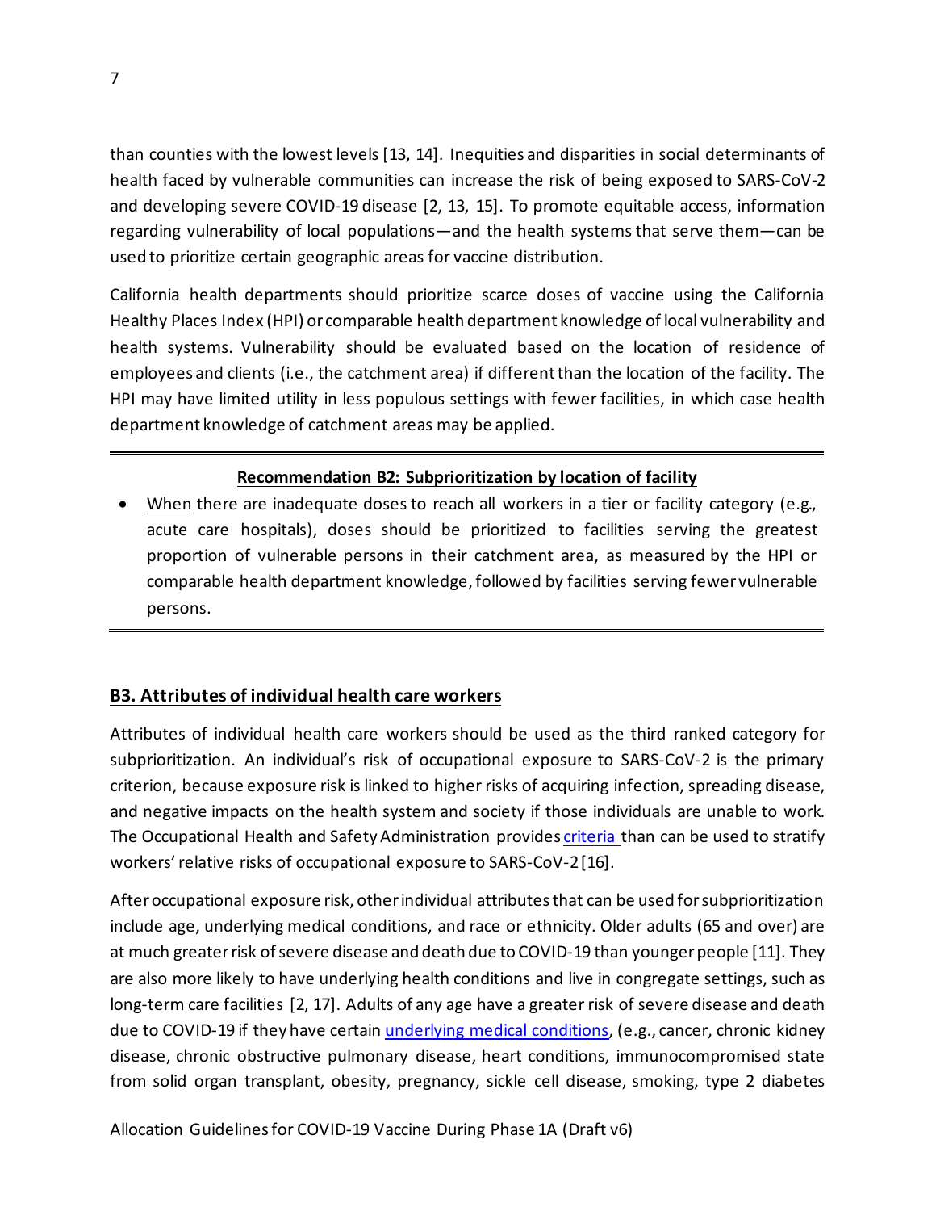than counties with the lowest levels [13, 14]. Inequities and disparities in social determinants of health faced by vulnerable communities can increase the risk of being exposed to SARS-CoV-2 and developing severe COVID-19 disease [2, 13, 15]. To promote equitable access, information regarding vulnerability of local populations—and the health systems that serve them—can be used to prioritize certain geographic areas for vaccine distribution.

California health departments should prioritize scarce doses of vaccine using the California Healthy Places Index (HPI) or comparable health department knowledge of local vulnerability and health systems. Vulnerability should be evaluated based on the location of residence of employees and clients (i.e., the catchment area) if different than the location of the facility. The HPI may have limited utility in less populous settings with fewer facilities, in which case health department knowledge of catchment areas may be applied.

---

**Recommendation B2: Subprioritization by location of facility**

- When there are inadequate doses to reach all workers in a tier or facility category (e.g., acute care hospitals), doses should be prioritized to facilities serving the greatest proportion of vulnerable persons in their catchment area, as measured by the HPI or comparable health department knowledge, followed by facilities serving fewer vulnerable persons.

---

## B3. Attributes of individual health care workers

Attributes of individual health care workers should be used as the third ranked category for subprioritization. An individual's risk of occupational exposure to SARS-CoV-2 is the primary criterion, because exposure risk is linked to higher risks of acquiring infection, spreading disease, and negative impacts on the health system and society if those individuals are unable to work. The Occupational Health and Safety Administration provides criteria than can be used to stratify workers' relative risks of occupational exposure to SARS-CoV-2 [16].

After occupational exposure risk, other individual attributes that can be used for subprioritization include age, underlying medical conditions, and race or ethnicity. Older adults (65 and over) are at much greater risk of severe disease and death due to COVID-19 than younger people [11]. They are also more likely to have underlying health conditions and live in congregate settings, such as long-term care facilities [2, 17]. Adults of any age have a greater risk of severe disease and death due to COVID-19 if they have certain underlying medical conditions, (e.g., cancer, chronic kidney disease, chronic obstructive pulmonary disease, heart conditions, immunocompromised state from solid organ transplant, obesity, pregnancy, sickle cell disease, smoking, type 2 diabetes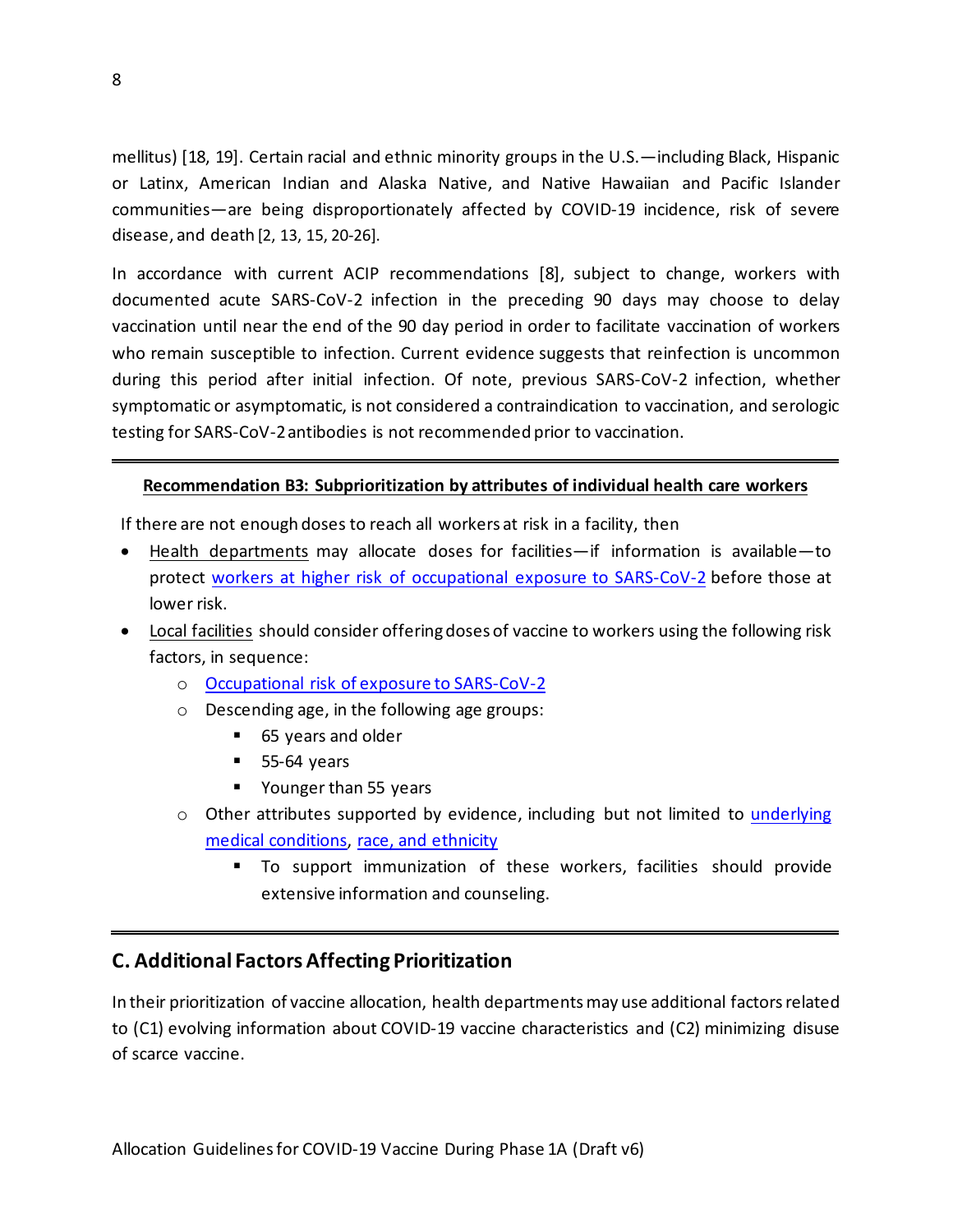mellitus) [18, 19]. Certain racial and ethnic minority groups in the U.S.—including Black, Hispanic or Latinx, American Indian and Alaska Native, and Native Hawaiian and Pacific Islander communities—are being disproportionately affected by COVID-19 incidence, risk of severe disease, and death [2, 13, 15, 20-26].

In accordance with current ACIP recommendations [8], subject to change, workers with documented acute SARS-CoV-2 infection in the preceding 90 days may choose to delay vaccination until near the end of the 90 day period in order to facilitate vaccination of workers who remain susceptible to infection. Current evidence suggests that reinfection is uncommon during this period after initial infection. Of note, previous SARS-CoV-2 infection, whether symptomatic or asymptomatic, is not considered a contraindication to vaccination, and serologic testing for SARS-CoV-2 antibodies is not recommended prior to vaccination.

---

**Recommendation B3: Subprioritization by attributes of individual health care workers**

If there are not enough doses to reach all workers at risk in a facility, then

- Health departments may allocate doses for facilities—if information is available—to protect workers at higher risk of occupational exposure to SARS-CoV-2 before those at lower risk.
- Local facilities should consider offering doses of vaccine to workers using the following risk factors, in sequence:
  - Occupational risk of exposure to SARS-CoV-2
  - Descending age, in the following age groups:
    - 65 years and older
    - 55-64 years
    - Younger than 55 years
  - Other attributes supported by evidence, including but not limited to underlying medical conditions, race, and ethnicity
    - To support immunization of these workers, facilities should provide extensive information and counseling.

---

## C. Additional Factors Affecting Prioritization

In their prioritization of vaccine allocation, health departments may use additional factors related to (C1) evolving information about COVID-19 vaccine characteristics and (C2) minimizing disuse of scarce vaccine.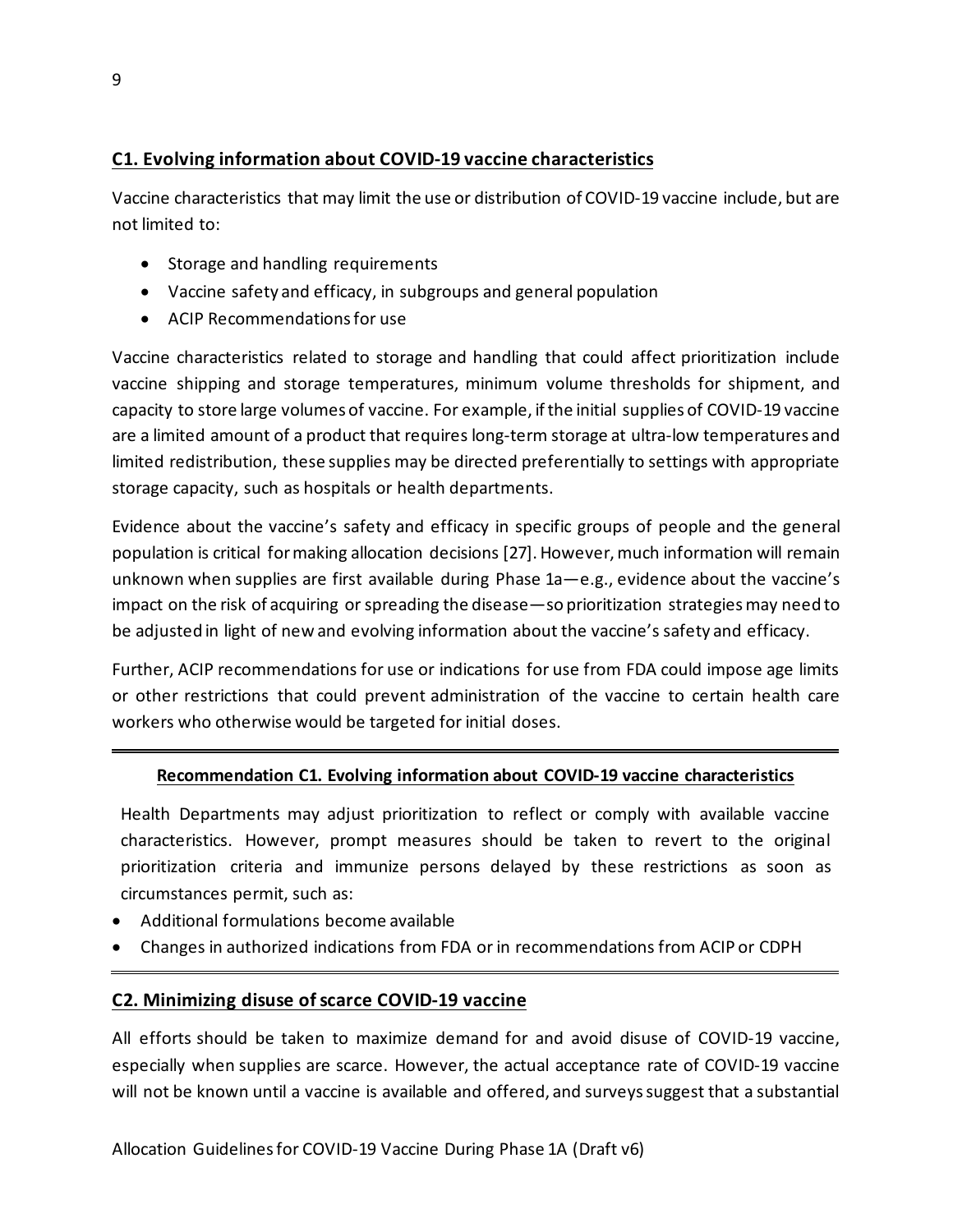## C1. Evolving information about COVID-19 vaccine characteristics

Vaccine characteristics that may limit the use or distribution of COVID-19 vaccine include, but are not limited to:

- Storage and handling requirements
- Vaccine safety and efficacy, in subgroups and general population
- ACIP Recommendations for use

Vaccine characteristics related to storage and handling that could affect prioritization include vaccine shipping and storage temperatures, minimum volume thresholds for shipment, and capacity to store large volumes of vaccine. For example, if the initial supplies of COVID-19 vaccine are a limited amount of a product that requires long-term storage at ultra-low temperatures and limited redistribution, these supplies may be directed preferentially to settings with appropriate storage capacity, such as hospitals or health departments.

Evidence about the vaccine's safety and efficacy in specific groups of people and the general population is critical for making allocation decisions [27]. However, much information will remain unknown when supplies are first available during Phase 1a—e.g., evidence about the vaccine's impact on the risk of acquiring or spreading the disease—so prioritization strategies may need to be adjusted in light of new and evolving information about the vaccine's safety and efficacy.

Further, ACIP recommendations for use or indications for use from FDA could impose age limits or other restrictions that could prevent administration of the vaccine to certain health care workers who otherwise would be targeted for initial doses.

---

### Recommendation C1. Evolving information about COVID-19 vaccine characteristics

Health Departments may adjust prioritization to reflect or comply with available vaccine characteristics. However, prompt measures should be taken to revert to the original prioritization criteria and immunize persons delayed by these restrictions as soon as circumstances permit, such as:

- Additional formulations become available
- Changes in authorized indications from FDA or in recommendations from ACIP or CDPH

---

## C2. Minimizing disuse of scarce COVID-19 vaccine

All efforts should be taken to maximize demand for and avoid disuse of COVID-19 vaccine, especially when supplies are scarce. However, the actual acceptance rate of COVID-19 vaccine will not be known until a vaccine is available and offered, and surveys suggest that a substantial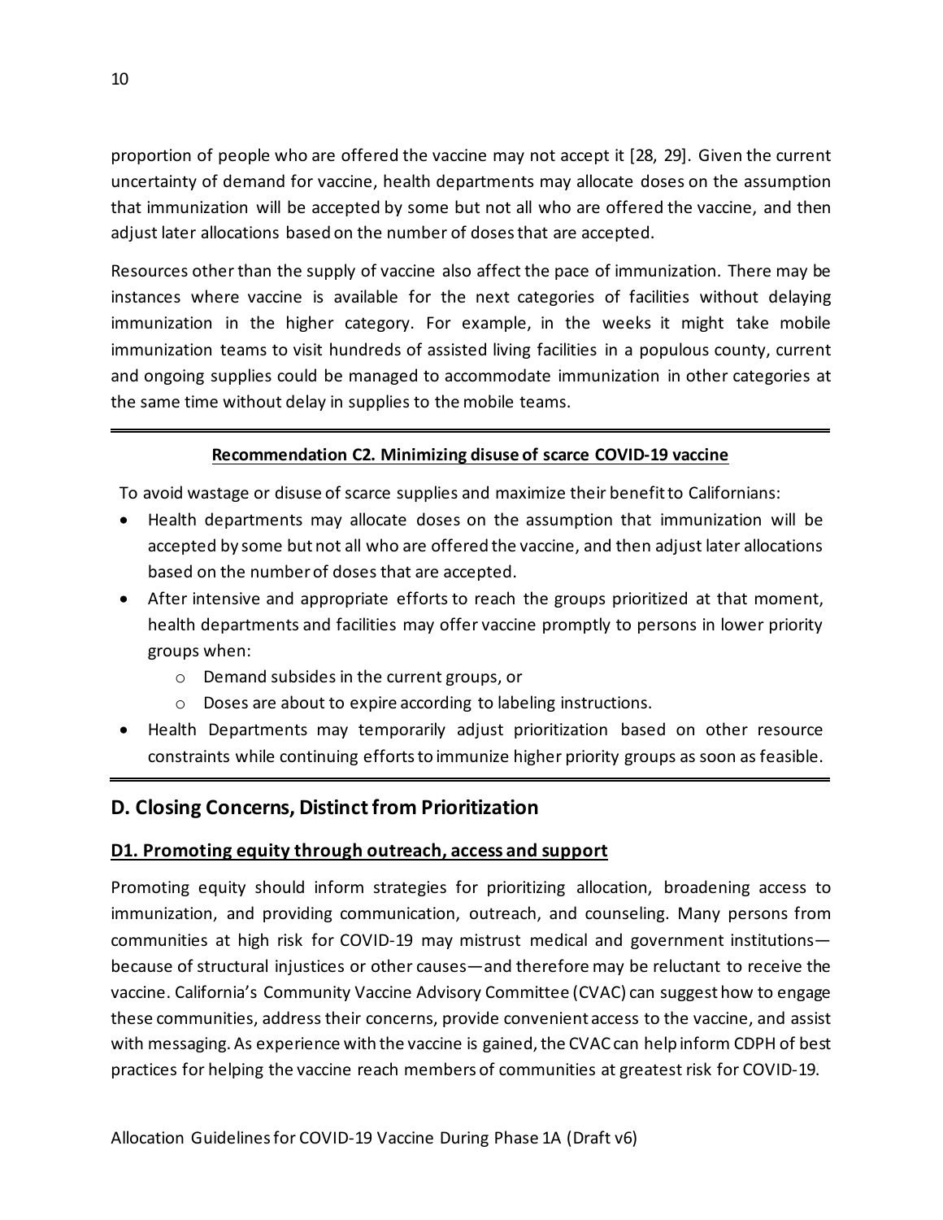proportion of people who are offered the vaccine may not accept it [28, 29]. Given the current uncertainty of demand for vaccine, health departments may allocate doses on the assumption that immunization will be accepted by some but not all who are offered the vaccine, and then adjust later allocations based on the number of doses that are accepted.

Resources other than the supply of vaccine also affect the pace of immunization. There may be instances where vaccine is available for the next categories of facilities without delaying immunization in the higher category. For example, in the weeks it might take mobile immunization teams to visit hundreds of assisted living facilities in a populous county, current and ongoing supplies could be managed to accommodate immunization in other categories at the same time without delay in supplies to the mobile teams.

---

**Recommendation C2. Minimizing disuse of scarce COVID-19 vaccine**

To avoid wastage or disuse of scarce supplies and maximize their benefit to Californians:

- Health departments may allocate doses on the assumption that immunization will be accepted by some but not all who are offered the vaccine, and then adjust later allocations based on the number of doses that are accepted.
- After intensive and appropriate efforts to reach the groups prioritized at that moment, health departments and facilities may offer vaccine promptly to persons in lower priority groups when:
    - Demand subsides in the current groups, or
    - Doses are about to expire according to labeling instructions.
- Health Departments may temporarily adjust prioritization based on other resource constraints while continuing efforts to immunize higher priority groups as soon as feasible.

---

## D. Closing Concerns, Distinct from Prioritization

### D1. Promoting equity through outreach, access and support

Promoting equity should inform strategies for prioritizing allocation, broadening access to immunization, and providing communication, outreach, and counseling. Many persons from communities at high risk for COVID-19 may mistrust medical and government institutions—because of structural injustices or other causes—and therefore may be reluctant to receive the vaccine. California's Community Vaccine Advisory Committee (CVAC) can suggest how to engage these communities, address their concerns, provide convenient access to the vaccine, and assist with messaging. As experience with the vaccine is gained, the CVAC can help inform CDPH of best practices for helping the vaccine reach members of communities at greatest risk for COVID-19.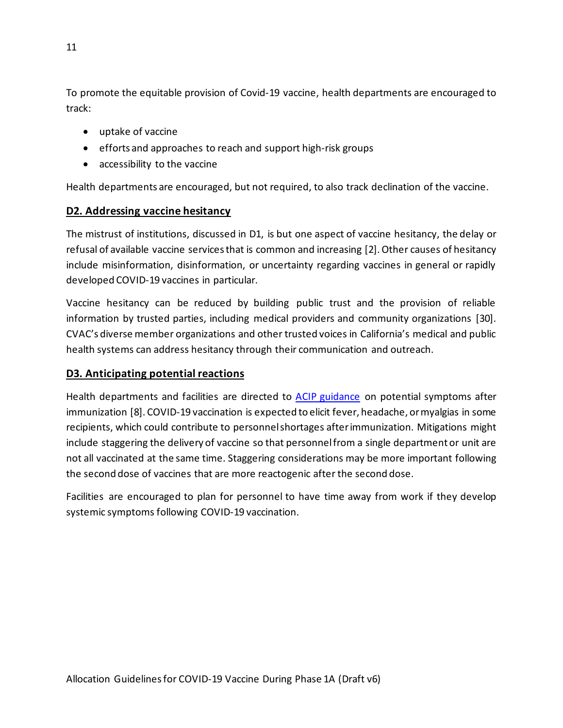To promote the equitable provision of Covid-19 vaccine, health departments are encouraged to track:

- uptake of vaccine
- efforts and approaches to reach and support high-risk groups
- accessibility to the vaccine

Health departments are encouraged, but not required, to also track declination of the vaccine.

### D2. Addressing vaccine hesitancy

The mistrust of institutions, discussed in D1, is but one aspect of vaccine hesitancy, the delay or refusal of available vaccine services that is common and increasing [2]. Other causes of hesitancy include misinformation, disinformation, or uncertainty regarding vaccines in general or rapidly developed COVID-19 vaccines in particular.

Vaccine hesitancy can be reduced by building public trust and the provision of reliable information by trusted parties, including medical providers and community organizations [30]. CVAC's diverse member organizations and other trusted voices in California's medical and public health systems can address hesitancy through their communication and outreach.

### D3. Anticipating potential reactions

Health departments and facilities are directed to [ACIP guidance]() on potential symptoms after immunization [8]. COVID-19 vaccination is expected to elicit fever, headache, or myalgias in some recipients, which could contribute to personnel shortages after immunization. Mitigations might include staggering the delivery of vaccine so that personnel from a single department or unit are not all vaccinated at the same time. Staggering considerations may be more important following the second dose of vaccines that are more reactogenic after the second dose.

Facilities are encouraged to plan for personnel to have time away from work if they develop systemic symptoms following COVID-19 vaccination.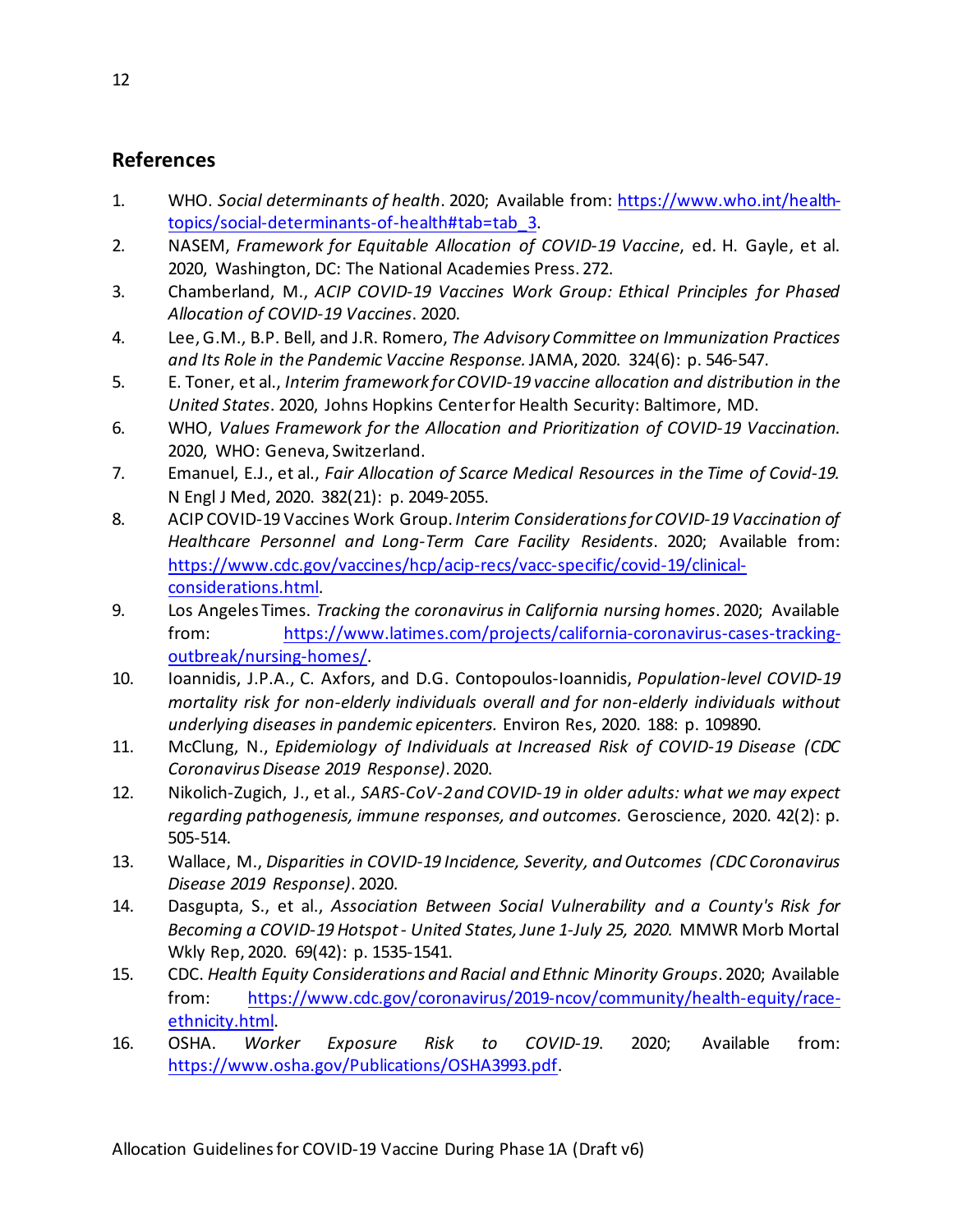## References

1. WHO. *Social determinants of health*. 2020; Available from: https://www.who.int/health-topics/social-determinants-of-health#tab=tab_3.
2. NASEM, *Framework for Equitable Allocation of COVID-19 Vaccine*, ed. H. Gayle, et al. 2020, Washington, DC: The National Academies Press. 272.
3. Chamberland, M., *ACIP COVID-19 Vaccines Work Group: Ethical Principles for Phased Allocation of COVID-19 Vaccines*. 2020.
4. Lee, G.M., B.P. Bell, and J.R. Romero, *The Advisory Committee on Immunization Practices and Its Role in the Pandemic Vaccine Response.* JAMA, 2020. 324(6): p. 546-547.
5. E. Toner, et al., *Interim framework for COVID-19 vaccine allocation and distribution in the United States*. 2020, Johns Hopkins Center for Health Security: Baltimore, MD.
6. WHO, *Values Framework for the Allocation and Prioritization of COVID-19 Vaccination.* 2020, WHO: Geneva, Switzerland.
7. Emanuel, E.J., et al., *Fair Allocation of Scarce Medical Resources in the Time of Covid-19.* N Engl J Med, 2020. 382(21): p. 2049-2055.
8. ACIP COVID-19 Vaccines Work Group. *Interim Considerations for COVID-19 Vaccination of Healthcare Personnel and Long-Term Care Facility Residents*. 2020; Available from: https://www.cdc.gov/vaccines/hcp/acip-recs/vacc-specific/covid-19/clinical-considerations.html.
9. Los Angeles Times. *Tracking the coronavirus in California nursing homes*. 2020; Available from: https://www.latimes.com/projects/california-coronavirus-cases-tracking-outbreak/nursing-homes/.
10. Ioannidis, J.P.A., C. Axfors, and D.G. Contopoulos-Ioannidis, *Population-level COVID-19 mortality risk for non-elderly individuals overall and for non-elderly individuals without underlying diseases in pandemic epicenters.* Environ Res, 2020. 188: p. 109890.
11. McClung, N., *Epidemiology of Individuals at Increased Risk of COVID-19 Disease (CDC Coronavirus Disease 2019 Response)*. 2020.
12. Nikolich-Zugich, J., et al., *SARS-CoV-2 and COVID-19 in older adults: what we may expect regarding pathogenesis, immune responses, and outcomes.* Geroscience, 2020. 42(2): p. 505-514.
13. Wallace, M., *Disparities in COVID-19 Incidence, Severity, and Outcomes (CDC Coronavirus Disease 2019 Response)*. 2020.
14. Dasgupta, S., et al., *Association Between Social Vulnerability and a County's Risk for Becoming a COVID-19 Hotspot - United States, June 1-July 25, 2020.* MMWR Morb Mortal Wkly Rep, 2020. 69(42): p. 1535-1541.
15. CDC. *Health Equity Considerations and Racial and Ethnic Minority Groups*. 2020; Available from: https://www.cdc.gov/coronavirus/2019-ncov/community/health-equity/race-ethnicity.html.
16. OSHA. *Worker Exposure Risk to COVID-19*. 2020; Available from: https://www.osha.gov/Publications/OSHA3993.pdf.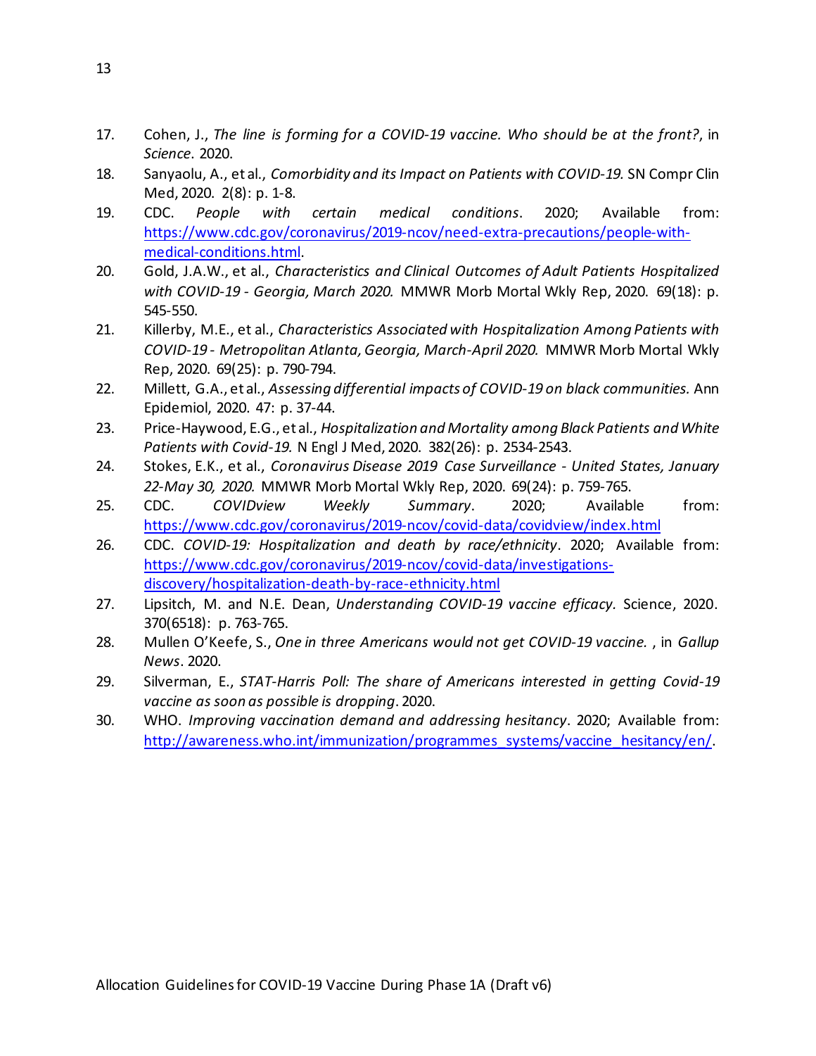17. Cohen, J., *The line is forming for a COVID-19 vaccine. Who should be at the front?*, in *Science*. 2020.
18. Sanyaolu, A., et al., *Comorbidity and its Impact on Patients with COVID-19.* SN Compr Clin Med, 2020. 2(8): p. 1-8.
19. CDC. *People with certain medical conditions*. 2020; Available from: https://www.cdc.gov/coronavirus/2019-ncov/need-extra-precautions/people-with-medical-conditions.html.
20. Gold, J.A.W., et al., *Characteristics and Clinical Outcomes of Adult Patients Hospitalized with COVID-19 - Georgia, March 2020.* MMWR Morb Mortal Wkly Rep, 2020. 69(18): p. 545-550.
21. Killerby, M.E., et al., *Characteristics Associated with Hospitalization Among Patients with COVID-19 - Metropolitan Atlanta, Georgia, March-April 2020.* MMWR Morb Mortal Wkly Rep, 2020. 69(25): p. 790-794.
22. Millett, G.A., et al., *Assessing differential impacts of COVID-19 on black communities.* Ann Epidemiol, 2020. 47: p. 37-44.
23. Price-Haywood, E.G., et al., *Hospitalization and Mortality among Black Patients and White Patients with Covid-19.* N Engl J Med, 2020. 382(26): p. 2534-2543.
24. Stokes, E.K., et al., *Coronavirus Disease 2019 Case Surveillance - United States, January 22-May 30, 2020.* MMWR Morb Mortal Wkly Rep, 2020. 69(24): p. 759-765.
25. CDC. *COVIDview Weekly Summary*. 2020; Available from: https://www.cdc.gov/coronavirus/2019-ncov/covid-data/covidview/index.html
26. CDC. *COVID-19: Hospitalization and death by race/ethnicity*. 2020; Available from: https://www.cdc.gov/coronavirus/2019-ncov/covid-data/investigations-discovery/hospitalization-death-by-race-ethnicity.html
27. Lipsitch, M. and N.E. Dean, *Understanding COVID-19 vaccine efficacy.* Science, 2020. 370(6518): p. 763-765.
28. Mullen O'Keefe, S., *One in three Americans would not get COVID-19 vaccine.* , in *Gallup News*. 2020.
29. Silverman, E., *STAT-Harris Poll: The share of Americans interested in getting Covid-19 vaccine as soon as possible is dropping*. 2020.
30. WHO. *Improving vaccination demand and addressing hesitancy*. 2020; Available from: http://awareness.who.int/immunization/programmes_systems/vaccine_hesitancy/en/.